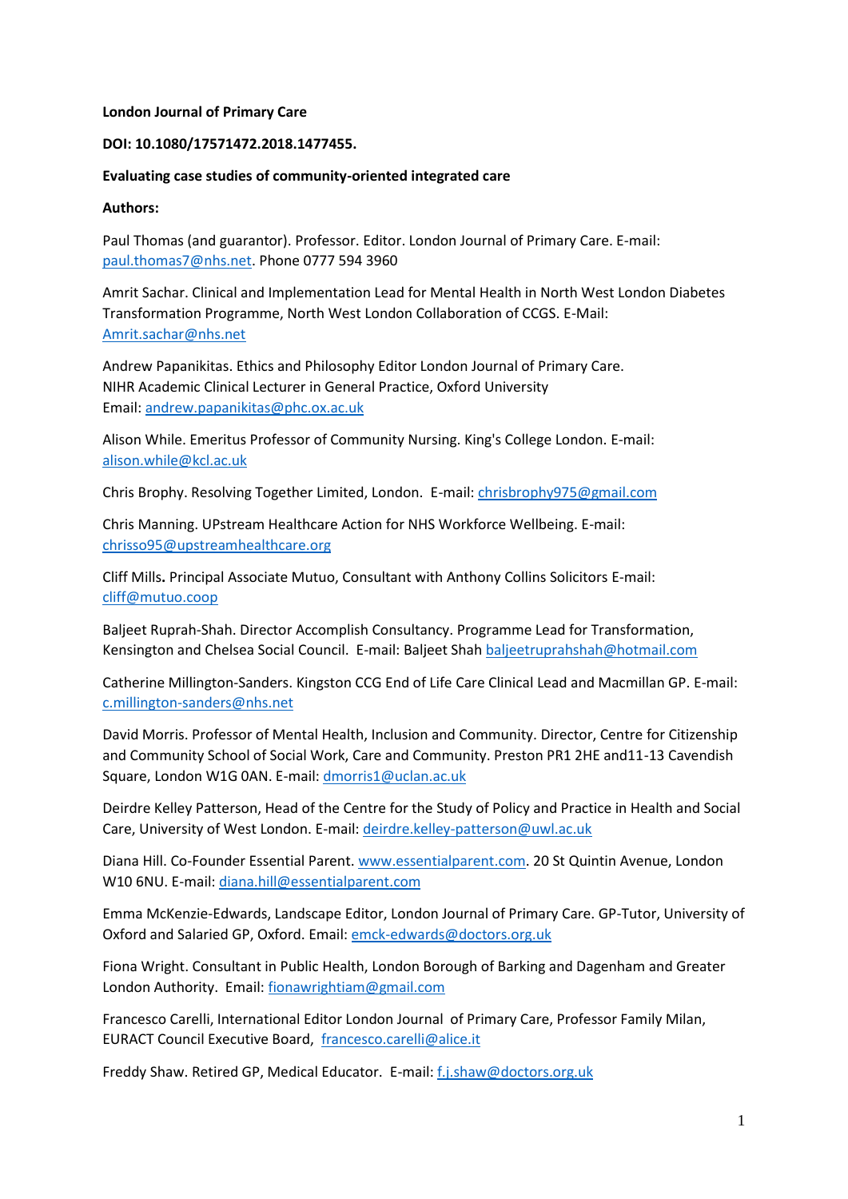**London Journal of Primary Care**

**DOI: 10.1080/17571472.2018.1477455.**

**Evaluating case studies of community-oriented integrated care**

**Authors:**

Paul Thomas (and guarantor). Professor. Editor. London Journal of Primary Care. E-mail: paul.thomas7@nhs.net. Phone 0777 594 3960

Amrit Sachar. Clinical and Implementation Lead for Mental Health in North West London Diabetes Transformation Programme, North West London Collaboration of CCGS. E-Mail: Amrit.sachar@nhs.net

Andrew Papanikitas. Ethics and Philosophy Editor London Journal of Primary Care. NIHR Academic Clinical Lecturer in General Practice, Oxford University Email: andrew.papanikitas@phc.ox.ac.uk

Alison While. Emeritus Professor of Community Nursing. King's College London. E-mail: alison.while@kcl.ac.uk

Chris Brophy. Resolving Together Limited, London. E-mail: chrisbrophy975@gmail.com

Chris Manning. UPstream Healthcare Action for NHS Workforce Wellbeing. E-mail: chrisso95@upstreamhealthcare.org

Cliff Mills**.** Principal Associate Mutuo, Consultant with Anthony Collins Solicitors E-mail: cliff@mutuo.coop

Baljeet Ruprah-Shah. Director Accomplish Consultancy. Programme Lead for Transformation, Kensington and Chelsea Social Council. E-mail: Baljeet Shah baljeetruprahshah@hotmail.com

Catherine Millington-Sanders. Kingston CCG End of Life Care Clinical Lead and Macmillan GP. E-mail: c.millington-sanders@nhs.net

David Morris. Professor of Mental Health, Inclusion and Community. Director, Centre for Citizenship and Community School of Social Work, Care and Community. Preston PR1 2HE and11-13 Cavendish Square, London W1G 0AN. E-mail: dmorris1@uclan.ac.uk

Deirdre Kelley Patterson, Head of the Centre for the Study of Policy and Practice in Health and Social Care, University of West London. E-mail: deirdre.kelley-patterson@uwl.ac.uk

Diana Hill. Co-Founder Essential Parent. www.essentialparent.com. 20 St Quintin Avenue, London W10 6NU. E-mail: diana.hill@essentialparent.com

Emma McKenzie-Edwards, Landscape Editor, London Journal of Primary Care. GP-Tutor, University of Oxford and Salaried GP, Oxford. Email: emck-edwards@doctors.org.uk

Fiona Wright. Consultant in Public Health, London Borough of Barking and Dagenham and Greater London Authority. Email: fionawrightiam@gmail.com

Francesco Carelli, International Editor London Journal of Primary Care, Professor Family Milan, EURACT Council Executive Board, francesco.carelli@alice.it

Freddy Shaw. Retired GP, Medical Educator. E-mail: f.j.shaw@doctors.org.uk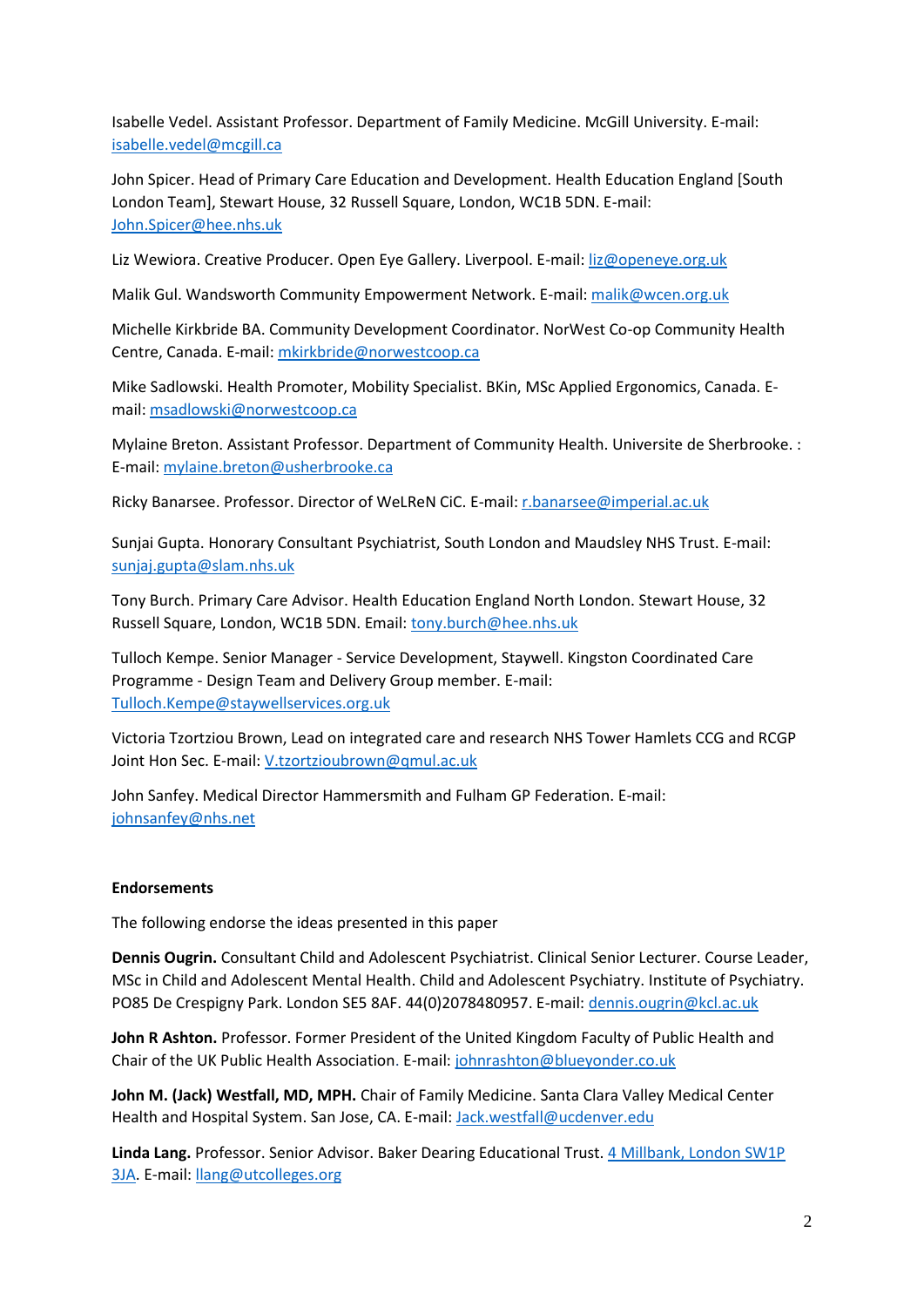Isabelle Vedel. Assistant Professor. Department of Family Medicine. McGill University. E-mail: isabelle.vedel@mcgill.ca

John Spicer. Head of Primary Care Education and Development. Health Education England [South London Team], Stewart House, 32 Russell Square, London, WC1B 5DN. E-mail: John.Spicer@hee.nhs.uk

Liz Wewiora. Creative Producer. Open Eye Gallery. Liverpool. E-mail: liz@openeye.org.uk

Malik Gul. Wandsworth Community Empowerment Network. E-mail: malik@wcen.org.uk

Michelle Kirkbride BA. Community Development Coordinator. NorWest Co-op Community Health Centre, Canada. E-mail: mkirkbride@norwestcoop.ca

Mike Sadlowski. Health Promoter, Mobility Specialist. BKin, MSc Applied Ergonomics, Canada. E-mail: msadlowski@norwestcoop.ca

Mylaine Breton. Assistant Professor. Department of Community Health. Universite de Sherbrooke. : E-mail: mylaine.breton@usherbrooke.ca

Ricky Banarsee. Professor. Director of WeLReN CiC. E-mail: r.banarsee@imperial.ac.uk

Sunjai Gupta. Honorary Consultant Psychiatrist, South London and Maudsley NHS Trust. E-mail: sunjaj.gupta@slam.nhs.uk

Tony Burch. Primary Care Advisor. Health Education England North London. Stewart House, 32 Russell Square, London, WC1B 5DN. Email: tony.burch@hee.nhs.uk

Tulloch Kempe. Senior Manager - Service Development, Staywell. Kingston Coordinated Care Programme - Design Team and Delivery Group member. E-mail: Tulloch.Kempe@staywellservices.org.uk

Victoria Tzortziou Brown, Lead on integrated care and research NHS Tower Hamlets CCG and RCGP Joint Hon Sec. E-mail: V.tzortzioubrown@qmul.ac.uk

John Sanfey. Medical Director Hammersmith and Fulham GP Federation. E-mail: johnsanfey@nhs.net

**Endorsements**

The following endorse the ideas presented in this paper

**Dennis Ougrin.** Consultant Child and Adolescent Psychiatrist. Clinical Senior Lecturer. Course Leader, MSc in Child and Adolescent Mental Health. Child and Adolescent Psychiatry. Institute of Psychiatry. PO85 De Crespigny Park. London SE5 8AF. 44(0)2078480957. E-mail: dennis.ougrin@kcl.ac.uk

**John R Ashton.** Professor. Former President of the United Kingdom Faculty of Public Health and Chair of the UK Public Health Association. E-mail: johnrashton@blueyonder.co.uk

**John M. (Jack) Westfall, MD, MPH.** Chair of Family Medicine. Santa Clara Valley Medical Center Health and Hospital System. San Jose, CA. E-mail: Jack.westfall@ucdenver.edu

**Linda Lang.** Professor. Senior Advisor. Baker Dearing Educational Trust. 4 Millbank, London SW1P 3JA. E-mail: llang@utcolleges.org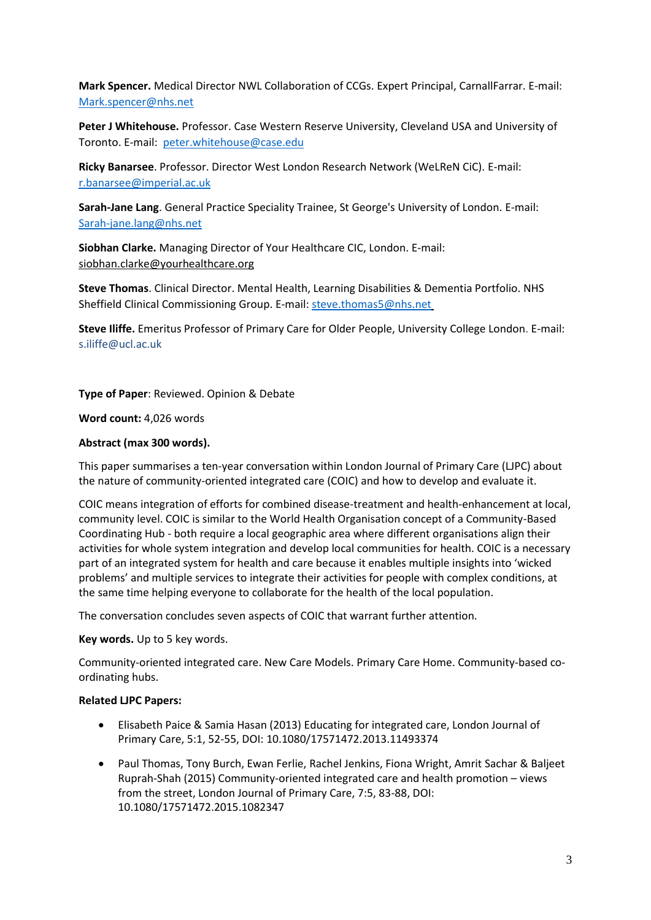**Mark Spencer.** Medical Director NWL Collaboration of CCGs. Expert Principal, CarnallFarrar. E-mail: Mark.spencer@nhs.net

**Peter J Whitehouse.** Professor. Case Western Reserve University, Cleveland USA and University of Toronto. E-mail: peter.whitehouse@case.edu

**Ricky Banarsee**. Professor. Director West London Research Network (WeLReN CiC). E-mail: r.banarsee@imperial.ac.uk

**Sarah-Jane Lang**. General Practice Speciality Trainee, St George's University of London. E-mail: Sarah-jane.lang@nhs.net

**Siobhan Clarke.** Managing Director of Your Healthcare CIC, London. E-mail: siobhan.clarke@yourhealthcare.org

**Steve Thomas**. Clinical Director. Mental Health, Learning Disabilities & Dementia Portfolio. NHS Sheffield Clinical Commissioning Group. E-mail: steve.thomas5@nhs.net

**Steve Iliffe.** Emeritus Professor of Primary Care for Older People, University College London. E-mail: s.iliffe@ucl.ac.uk

**Type of Paper**: Reviewed. Opinion & Debate

**Word count:** 4,026 words

**Abstract (max 300 words).**

This paper summarises a ten-year conversation within London Journal of Primary Care (LJPC) about the nature of community-oriented integrated care (COIC) and how to develop and evaluate it.

COIC means integration of efforts for combined disease-treatment and health-enhancement at local, community level. COIC is similar to the World Health Organisation concept of a Community-Based Coordinating Hub - both require a local geographic area where different organisations align their activities for whole system integration and develop local communities for health. COIC is a necessary part of an integrated system for health and care because it enables multiple insights into 'wicked problems' and multiple services to integrate their activities for people with complex conditions, at the same time helping everyone to collaborate for the health of the local population.

The conversation concludes seven aspects of COIC that warrant further attention.

**Key words.** Up to 5 key words.

Community-oriented integrated care. New Care Models. Primary Care Home. Community-based co-ordinating hubs.

**Related LJPC Papers:**

- Elisabeth Paice & Samia Hasan (2013) Educating for integrated care, London Journal of Primary Care, 5:1, 52-55, DOI: 10.1080/17571472.2013.11493374
- Paul Thomas, Tony Burch, Ewan Ferlie, Rachel Jenkins, Fiona Wright, Amrit Sachar & Baljeet Ruprah-Shah (2015) Community-oriented integrated care and health promotion – views from the street, London Journal of Primary Care, 7:5, 83-88, DOI: 10.1080/17571472.2015.1082347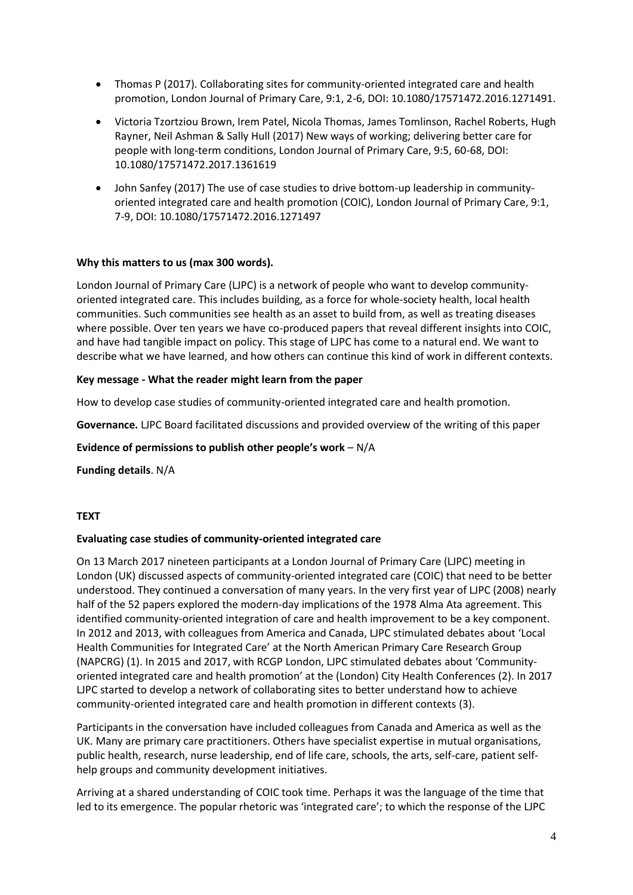- Thomas P (2017). Collaborating sites for community-oriented integrated care and health promotion, London Journal of Primary Care, 9:1, 2-6, DOI: 10.1080/17571472.2016.1271491.
- Victoria Tzortziou Brown, Irem Patel, Nicola Thomas, James Tomlinson, Rachel Roberts, Hugh Rayner, Neil Ashman & Sally Hull (2017) New ways of working; delivering better care for people with long-term conditions, London Journal of Primary Care, 9:5, 60-68, DOI: 10.1080/17571472.2017.1361619
- John Sanfey (2017) The use of case studies to drive bottom-up leadership in community-oriented integrated care and health promotion (COIC), London Journal of Primary Care, 9:1, 7-9, DOI: 10.1080/17571472.2016.1271497

**Why this matters to us (max 300 words).**

London Journal of Primary Care (LJPC) is a network of people who want to develop community-oriented integrated care. This includes building, as a force for whole-society health, local health communities. Such communities see health as an asset to build from, as well as treating diseases where possible. Over ten years we have co-produced papers that reveal different insights into COIC, and have had tangible impact on policy. This stage of LJPC has come to a natural end. We want to describe what we have learned, and how others can continue this kind of work in different contexts.

**Key message - What the reader might learn from the paper**

How to develop case studies of community-oriented integrated care and health promotion.

**Governance.** LJPC Board facilitated discussions and provided overview of the writing of this paper

**Evidence of permissions to publish other people's work** – N/A

**Funding details**. N/A

**TEXT**

**Evaluating case studies of community-oriented integrated care**

On 13 March 2017 nineteen participants at a London Journal of Primary Care (LJPC) meeting in London (UK) discussed aspects of community-oriented integrated care (COIC) that need to be better understood. They continued a conversation of many years. In the very first year of LJPC (2008) nearly half of the 52 papers explored the modern-day implications of the 1978 Alma Ata agreement. This identified community-oriented integration of care and health improvement to be a key component. In 2012 and 2013, with colleagues from America and Canada, LJPC stimulated debates about 'Local Health Communities for Integrated Care' at the North American Primary Care Research Group (NAPCRG) (1). In 2015 and 2017, with RCGP London, LJPC stimulated debates about 'Community-oriented integrated care and health promotion' at the (London) City Health Conferences (2). In 2017 LJPC started to develop a network of collaborating sites to better understand how to achieve community-oriented integrated care and health promotion in different contexts (3).

Participants in the conversation have included colleagues from Canada and America as well as the UK. Many are primary care practitioners. Others have specialist expertise in mutual organisations, public health, research, nurse leadership, end of life care, schools, the arts, self-care, patient self-help groups and community development initiatives.

Arriving at a shared understanding of COIC took time. Perhaps it was the language of the time that led to its emergence. The popular rhetoric was 'integrated care'; to which the response of the LJPC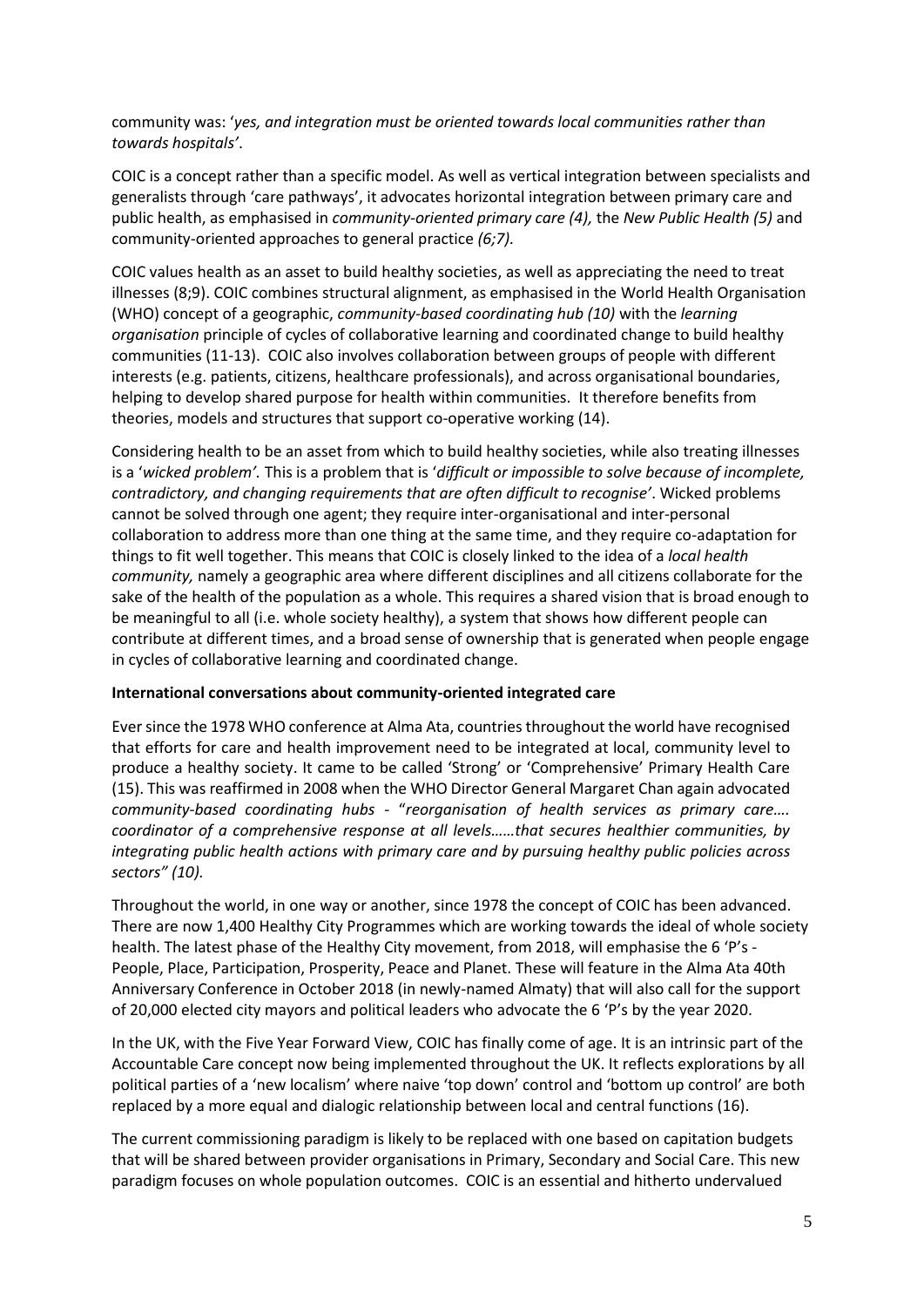community was: '*yes, and integration must be oriented towards local communities rather than towards hospitals'*.

COIC is a concept rather than a specific model. As well as vertical integration between specialists and generalists through 'care pathways', it advocates horizontal integration between primary care and public health, as emphasised in *community-oriented primary care (4),* the *New Public Health (5)* and community-oriented approaches to general practice *(6;7).*

COIC values health as an asset to build healthy societies, as well as appreciating the need to treat illnesses (8;9). COIC combines structural alignment, as emphasised in the World Health Organisation (WHO) concept of a geographic, *community-based coordinating hub (10)* with the *learning organisation* principle of cycles of collaborative learning and coordinated change to build healthy communities (11-13). COIC also involves collaboration between groups of people with different interests (e.g. patients, citizens, healthcare professionals), and across organisational boundaries, helping to develop shared purpose for health within communities. It therefore benefits from theories, models and structures that support co-operative working (14).

Considering health to be an asset from which to build healthy societies, while also treating illnesses is a '*wicked problem'.* This is a problem that is '*difficult or impossible to solve because of incomplete, contradictory, and changing requirements that are often difficult to recognise'*. Wicked problems cannot be solved through one agent; they require inter-organisational and inter-personal collaboration to address more than one thing at the same time, and they require co-adaptation for things to fit well together. This means that COIC is closely linked to the idea of a *local health community,* namely a geographic area where different disciplines and all citizens collaborate for the sake of the health of the population as a whole. This requires a shared vision that is broad enough to be meaningful to all (i.e. whole society healthy), a system that shows how different people can contribute at different times, and a broad sense of ownership that is generated when people engage in cycles of collaborative learning and coordinated change.

**International conversations about community-oriented integrated care**

Ever since the 1978 WHO conference at Alma Ata, countries throughout the world have recognised that efforts for care and health improvement need to be integrated at local, community level to produce a healthy society. It came to be called 'Strong' or 'Comprehensive' Primary Health Care (15). This was reaffirmed in 2008 when the WHO Director General Margaret Chan again advocated *community-based coordinating hubs* - "*reorganisation of health services as primary care…. coordinator of a comprehensive response at all levels……that secures healthier communities, by integrating public health actions with primary care and by pursuing healthy public policies across sectors" (10).*

Throughout the world, in one way or another, since 1978 the concept of COIC has been advanced. There are now 1,400 Healthy City Programmes which are working towards the ideal of whole society health. The latest phase of the Healthy City movement, from 2018, will emphasise the 6 'P's - People, Place, Participation, Prosperity, Peace and Planet. These will feature in the Alma Ata 40th Anniversary Conference in October 2018 (in newly-named Almaty) that will also call for the support of 20,000 elected city mayors and political leaders who advocate the 6 'P's by the year 2020.

In the UK, with the Five Year Forward View, COIC has finally come of age. It is an intrinsic part of the Accountable Care concept now being implemented throughout the UK. It reflects explorations by all political parties of a 'new localism' where naive 'top down' control and 'bottom up control' are both replaced by a more equal and dialogic relationship between local and central functions (16).

The current commissioning paradigm is likely to be replaced with one based on capitation budgets that will be shared between provider organisations in Primary, Secondary and Social Care. This new paradigm focuses on whole population outcomes. COIC is an essential and hitherto undervalued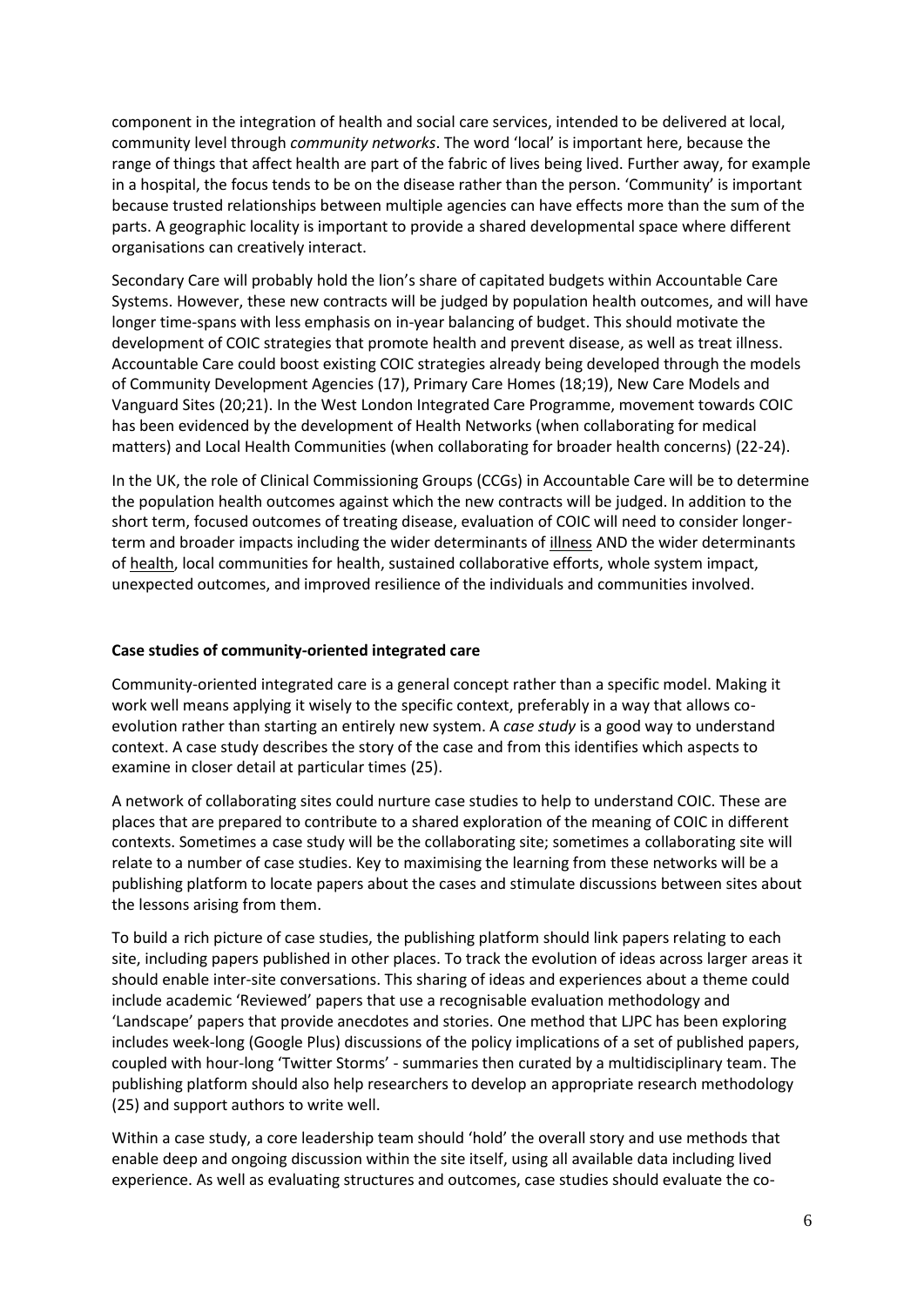component in the integration of health and social care services, intended to be delivered at local, community level through *community networks*. The word 'local' is important here, because the range of things that affect health are part of the fabric of lives being lived. Further away, for example in a hospital, the focus tends to be on the disease rather than the person. 'Community' is important because trusted relationships between multiple agencies can have effects more than the sum of the parts. A geographic locality is important to provide a shared developmental space where different organisations can creatively interact.

Secondary Care will probably hold the lion's share of capitated budgets within Accountable Care Systems. However, these new contracts will be judged by population health outcomes, and will have longer time-spans with less emphasis on in-year balancing of budget. This should motivate the development of COIC strategies that promote health and prevent disease, as well as treat illness. Accountable Care could boost existing COIC strategies already being developed through the models of Community Development Agencies (17), Primary Care Homes (18;19), New Care Models and Vanguard Sites (20;21). In the West London Integrated Care Programme, movement towards COIC has been evidenced by the development of Health Networks (when collaborating for medical matters) and Local Health Communities (when collaborating for broader health concerns) (22-24).

In the UK, the role of Clinical Commissioning Groups (CCGs) in Accountable Care will be to determine the population health outcomes against which the new contracts will be judged. In addition to the short term, focused outcomes of treating disease, evaluation of COIC will need to consider longer-term and broader impacts including the wider determinants of <u>illness</u> AND the wider determinants of <u>health</u>, local communities for health, sustained collaborative efforts, whole system impact, unexpected outcomes, and improved resilience of the individuals and communities involved.

**Case studies of community-oriented integrated care**

Community-oriented integrated care is a general concept rather than a specific model. Making it work well means applying it wisely to the specific context, preferably in a way that allows co-evolution rather than starting an entirely new system. A *case study* is a good way to understand context. A case study describes the story of the case and from this identifies which aspects to examine in closer detail at particular times (25).

A network of collaborating sites could nurture case studies to help to understand COIC. These are places that are prepared to contribute to a shared exploration of the meaning of COIC in different contexts. Sometimes a case study will be the collaborating site; sometimes a collaborating site will relate to a number of case studies. Key to maximising the learning from these networks will be a publishing platform to locate papers about the cases and stimulate discussions between sites about the lessons arising from them.

To build a rich picture of case studies, the publishing platform should link papers relating to each site, including papers published in other places. To track the evolution of ideas across larger areas it should enable inter-site conversations. This sharing of ideas and experiences about a theme could include academic 'Reviewed' papers that use a recognisable evaluation methodology and 'Landscape' papers that provide anecdotes and stories. One method that LJPC has been exploring includes week-long (Google Plus) discussions of the policy implications of a set of published papers, coupled with hour-long 'Twitter Storms' - summaries then curated by a multidisciplinary team. The publishing platform should also help researchers to develop an appropriate research methodology (25) and support authors to write well.

Within a case study, a core leadership team should 'hold' the overall story and use methods that enable deep and ongoing discussion within the site itself, using all available data including lived experience. As well as evaluating structures and outcomes, case studies should evaluate the co-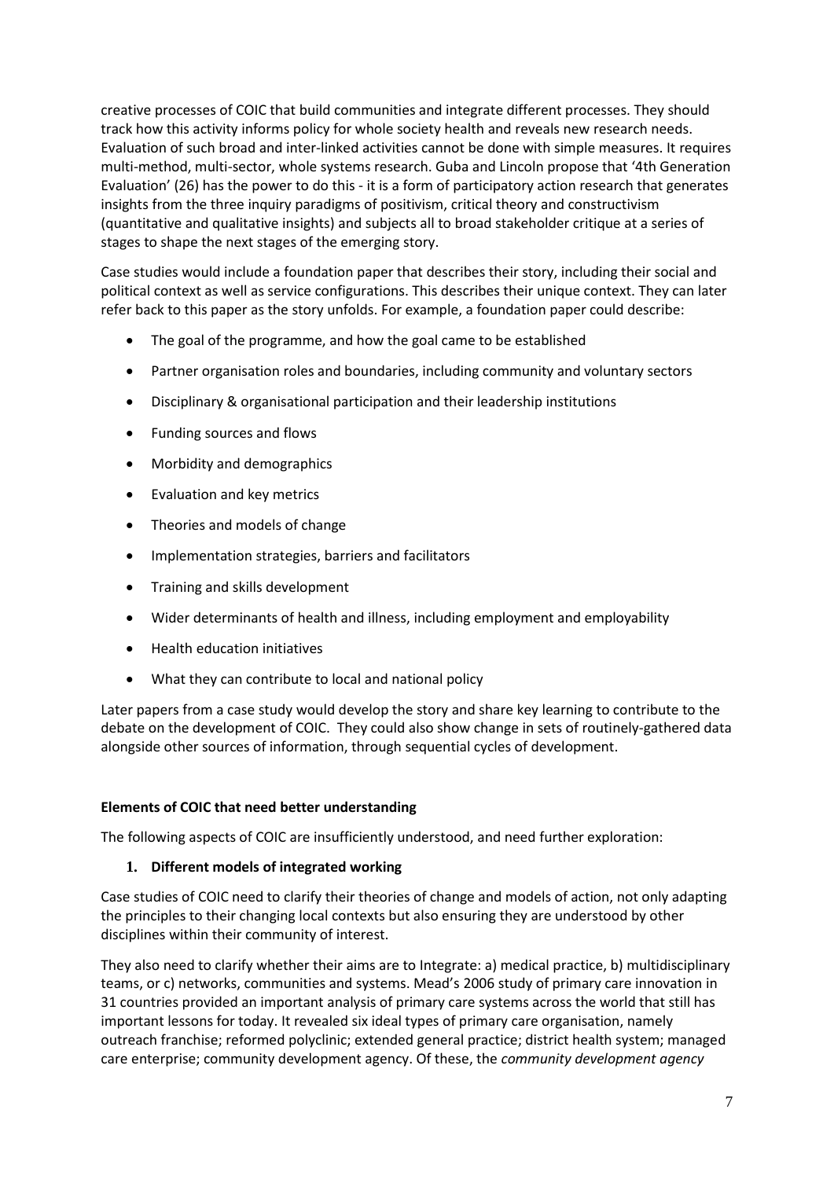creative processes of COIC that build communities and integrate different processes. They should track how this activity informs policy for whole society health and reveals new research needs. Evaluation of such broad and inter-linked activities cannot be done with simple measures. It requires multi-method, multi-sector, whole systems research. Guba and Lincoln propose that '4th Generation Evaluation' (26) has the power to do this - it is a form of participatory action research that generates insights from the three inquiry paradigms of positivism, critical theory and constructivism (quantitative and qualitative insights) and subjects all to broad stakeholder critique at a series of stages to shape the next stages of the emerging story.

Case studies would include a foundation paper that describes their story, including their social and political context as well as service configurations. This describes their unique context. They can later refer back to this paper as the story unfolds. For example, a foundation paper could describe:

- The goal of the programme, and how the goal came to be established
- Partner organisation roles and boundaries, including community and voluntary sectors
- Disciplinary & organisational participation and their leadership institutions
- Funding sources and flows
- Morbidity and demographics
- Evaluation and key metrics
- Theories and models of change
- Implementation strategies, barriers and facilitators
- Training and skills development
- Wider determinants of health and illness, including employment and employability
- Health education initiatives
- What they can contribute to local and national policy

Later papers from a case study would develop the story and share key learning to contribute to the debate on the development of COIC. They could also show change in sets of routinely-gathered data alongside other sources of information, through sequential cycles of development.

**Elements of COIC that need better understanding**

The following aspects of COIC are insufficiently understood, and need further exploration:

1. **Different models of integrated working**

Case studies of COIC need to clarify their theories of change and models of action, not only adapting the principles to their changing local contexts but also ensuring they are understood by other disciplines within their community of interest.

They also need to clarify whether their aims are to Integrate: a) medical practice, b) multidisciplinary teams, or c) networks, communities and systems. Mead's 2006 study of primary care innovation in 31 countries provided an important analysis of primary care systems across the world that still has important lessons for today. It revealed six ideal types of primary care organisation, namely outreach franchise; reformed polyclinic; extended general practice; district health system; managed care enterprise; community development agency. Of these, the *community development agency*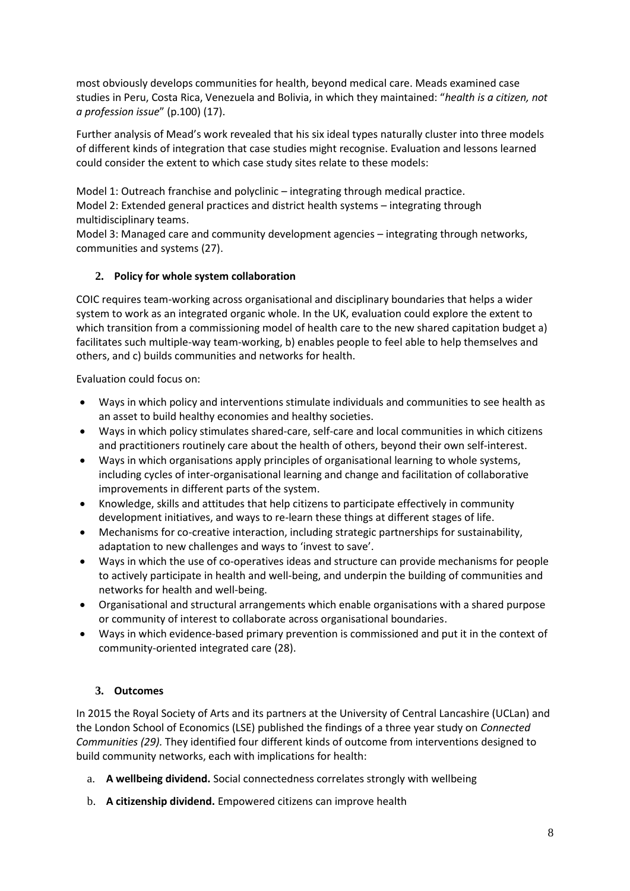most obviously develops communities for health, beyond medical care. Meads examined case studies in Peru, Costa Rica, Venezuela and Bolivia, in which they maintained: "*health is a citizen, not a profession issue*" (p.100) (17).

Further analysis of Mead's work revealed that his six ideal types naturally cluster into three models of different kinds of integration that case studies might recognise. Evaluation and lessons learned could consider the extent to which case study sites relate to these models:

Model 1: Outreach franchise and polyclinic – integrating through medical practice.
Model 2: Extended general practices and district health systems – integrating through multidisciplinary teams.
Model 3: Managed care and community development agencies – integrating through networks, communities and systems (27).

## 2. Policy for whole system collaboration

COIC requires team-working across organisational and disciplinary boundaries that helps a wider system to work as an integrated organic whole. In the UK, evaluation could explore the extent to which transition from a commissioning model of health care to the new shared capitation budget a) facilitates such multiple-way team-working, b) enables people to feel able to help themselves and others, and c) builds communities and networks for health.

Evaluation could focus on:

- Ways in which policy and interventions stimulate individuals and communities to see health as an asset to build healthy economies and healthy societies.
- Ways in which policy stimulates shared-care, self-care and local communities in which citizens and practitioners routinely care about the health of others, beyond their own self-interest.
- Ways in which organisations apply principles of organisational learning to whole systems, including cycles of inter-organisational learning and change and facilitation of collaborative improvements in different parts of the system.
- Knowledge, skills and attitudes that help citizens to participate effectively in community development initiatives, and ways to re-learn these things at different stages of life.
- Mechanisms for co-creative interaction, including strategic partnerships for sustainability, adaptation to new challenges and ways to 'invest to save'.
- Ways in which the use of co-operatives ideas and structure can provide mechanisms for people to actively participate in health and well-being, and underpin the building of communities and networks for health and well-being.
- Organisational and structural arrangements which enable organisations with a shared purpose or community of interest to collaborate across organisational boundaries.
- Ways in which evidence-based primary prevention is commissioned and put it in the context of community-oriented integrated care (28).

## 3. Outcomes

In 2015 the Royal Society of Arts and its partners at the University of Central Lancashire (UCLan) and the London School of Economics (LSE) published the findings of a three year study on *Connected Communities (29).* They identified four different kinds of outcome from interventions designed to build community networks, each with implications for health:

a. **A wellbeing dividend.** Social connectedness correlates strongly with wellbeing
b. **A citizenship dividend.** Empowered citizens can improve health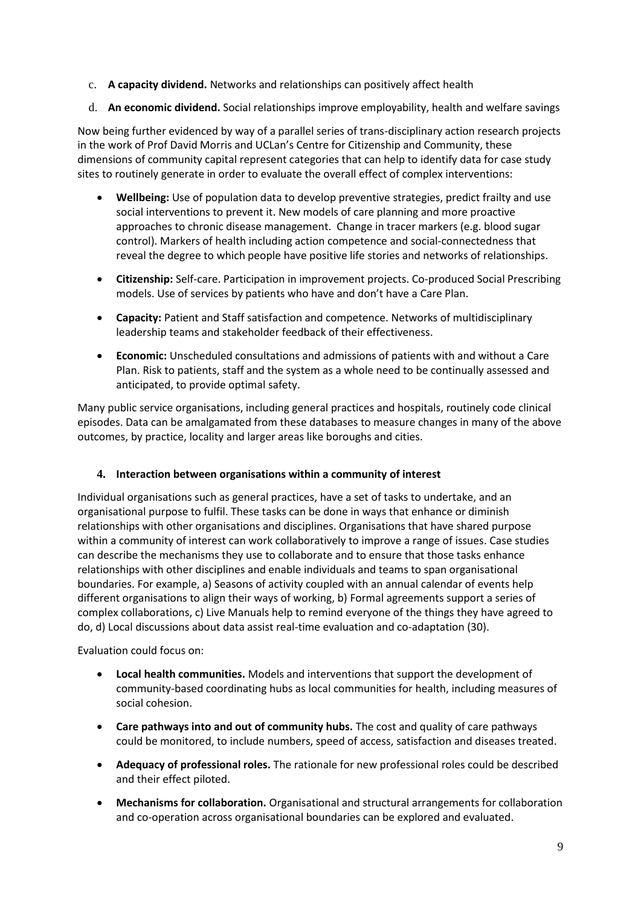c. **A capacity dividend.** Networks and relationships can positively affect health

d. **An economic dividend.** Social relationships improve employability, health and welfare savings

Now being further evidenced by way of a parallel series of trans-disciplinary action research projects in the work of Prof David Morris and UCLan's Centre for Citizenship and Community, these dimensions of community capital represent categories that can help to identify data for case study sites to routinely generate in order to evaluate the overall effect of complex interventions:

- **Wellbeing:** Use of population data to develop preventive strategies, predict frailty and use social interventions to prevent it. New models of care planning and more proactive approaches to chronic disease management. Change in tracer markers (e.g. blood sugar control). Markers of health including action competence and social-connectedness that reveal the degree to which people have positive life stories and networks of relationships.
- **Citizenship:** Self-care. Participation in improvement projects. Co-produced Social Prescribing models. Use of services by patients who have and don't have a Care Plan.
- **Capacity:** Patient and Staff satisfaction and competence. Networks of multidisciplinary leadership teams and stakeholder feedback of their effectiveness.
- **Economic:** Unscheduled consultations and admissions of patients with and without a Care Plan. Risk to patients, staff and the system as a whole need to be continually assessed and anticipated, to provide optimal safety.

Many public service organisations, including general practices and hospitals, routinely code clinical episodes. Data can be amalgamated from these databases to measure changes in many of the above outcomes, by practice, locality and larger areas like boroughs and cities.

### 4. Interaction between organisations within a community of interest

Individual organisations such as general practices, have a set of tasks to undertake, and an organisational purpose to fulfil. These tasks can be done in ways that enhance or diminish relationships with other organisations and disciplines. Organisations that have shared purpose within a community of interest can work collaboratively to improve a range of issues. Case studies can describe the mechanisms they use to collaborate and to ensure that those tasks enhance relationships with other disciplines and enable individuals and teams to span organisational boundaries. For example, a) Seasons of activity coupled with an annual calendar of events help different organisations to align their ways of working, b) Formal agreements support a series of complex collaborations, c) Live Manuals help to remind everyone of the things they have agreed to do, d) Local discussions about data assist real-time evaluation and co-adaptation (30).

Evaluation could focus on:

- **Local health communities.** Models and interventions that support the development of community-based coordinating hubs as local communities for health, including measures of social cohesion.
- **Care pathways into and out of community hubs.** The cost and quality of care pathways could be monitored, to include numbers, speed of access, satisfaction and diseases treated.
- **Adequacy of professional roles.** The rationale for new professional roles could be described and their effect piloted.
- **Mechanisms for collaboration.** Organisational and structural arrangements for collaboration and co-operation across organisational boundaries can be explored and evaluated.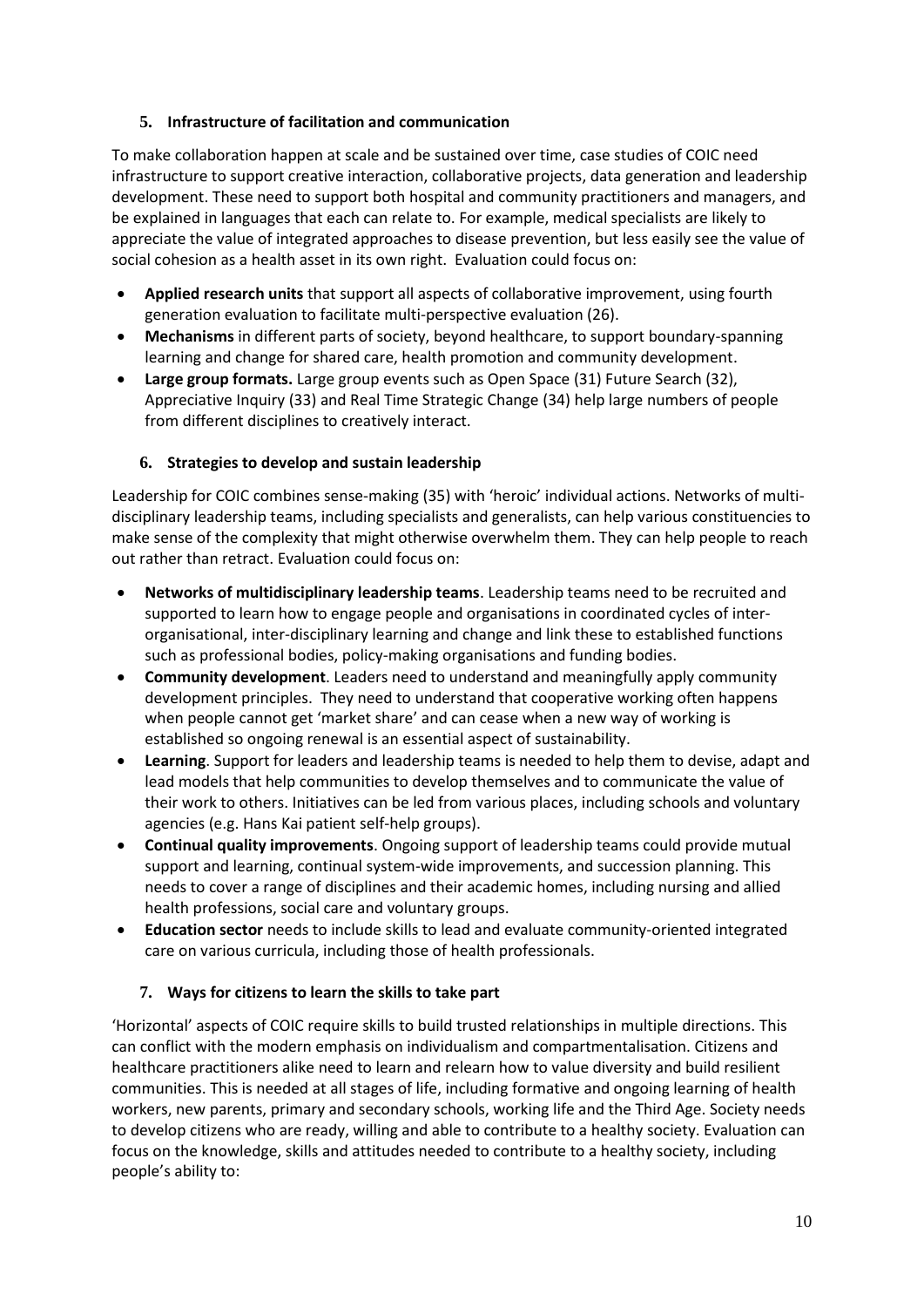### 5. Infrastructure of facilitation and communication

To make collaboration happen at scale and be sustained over time, case studies of COIC need infrastructure to support creative interaction, collaborative projects, data generation and leadership development. These need to support both hospital and community practitioners and managers, and be explained in languages that each can relate to. For example, medical specialists are likely to appreciate the value of integrated approaches to disease prevention, but less easily see the value of social cohesion as a health asset in its own right. Evaluation could focus on:

- **Applied research units** that support all aspects of collaborative improvement, using fourth generation evaluation to facilitate multi-perspective evaluation (26).
- **Mechanisms** in different parts of society, beyond healthcare, to support boundary-spanning learning and change for shared care, health promotion and community development.
- **Large group formats.** Large group events such as Open Space (31) Future Search (32), Appreciative Inquiry (33) and Real Time Strategic Change (34) help large numbers of people from different disciplines to creatively interact.

### 6. Strategies to develop and sustain leadership

Leadership for COIC combines sense-making (35) with 'heroic' individual actions. Networks of multi-disciplinary leadership teams, including specialists and generalists, can help various constituencies to make sense of the complexity that might otherwise overwhelm them. They can help people to reach out rather than retract. Evaluation could focus on:

- **Networks of multidisciplinary leadership teams**. Leadership teams need to be recruited and supported to learn how to engage people and organisations in coordinated cycles of inter-organisational, inter-disciplinary learning and change and link these to established functions such as professional bodies, policy-making organisations and funding bodies.
- **Community development**. Leaders need to understand and meaningfully apply community development principles. They need to understand that cooperative working often happens when people cannot get 'market share' and can cease when a new way of working is established so ongoing renewal is an essential aspect of sustainability.
- **Learning**. Support for leaders and leadership teams is needed to help them to devise, adapt and lead models that help communities to develop themselves and to communicate the value of their work to others. Initiatives can be led from various places, including schools and voluntary agencies (e.g. Hans Kai patient self-help groups).
- **Continual quality improvements**. Ongoing support of leadership teams could provide mutual support and learning, continual system-wide improvements, and succession planning. This needs to cover a range of disciplines and their academic homes, including nursing and allied health professions, social care and voluntary groups.
- **Education sector** needs to include skills to lead and evaluate community-oriented integrated care on various curricula, including those of health professionals.

### 7. Ways for citizens to learn the skills to take part

'Horizontal' aspects of COIC require skills to build trusted relationships in multiple directions. This can conflict with the modern emphasis on individualism and compartmentalisation. Citizens and healthcare practitioners alike need to learn and relearn how to value diversity and build resilient communities. This is needed at all stages of life, including formative and ongoing learning of health workers, new parents, primary and secondary schools, working life and the Third Age. Society needs to develop citizens who are ready, willing and able to contribute to a healthy society. Evaluation can focus on the knowledge, skills and attitudes needed to contribute to a healthy society, including people's ability to: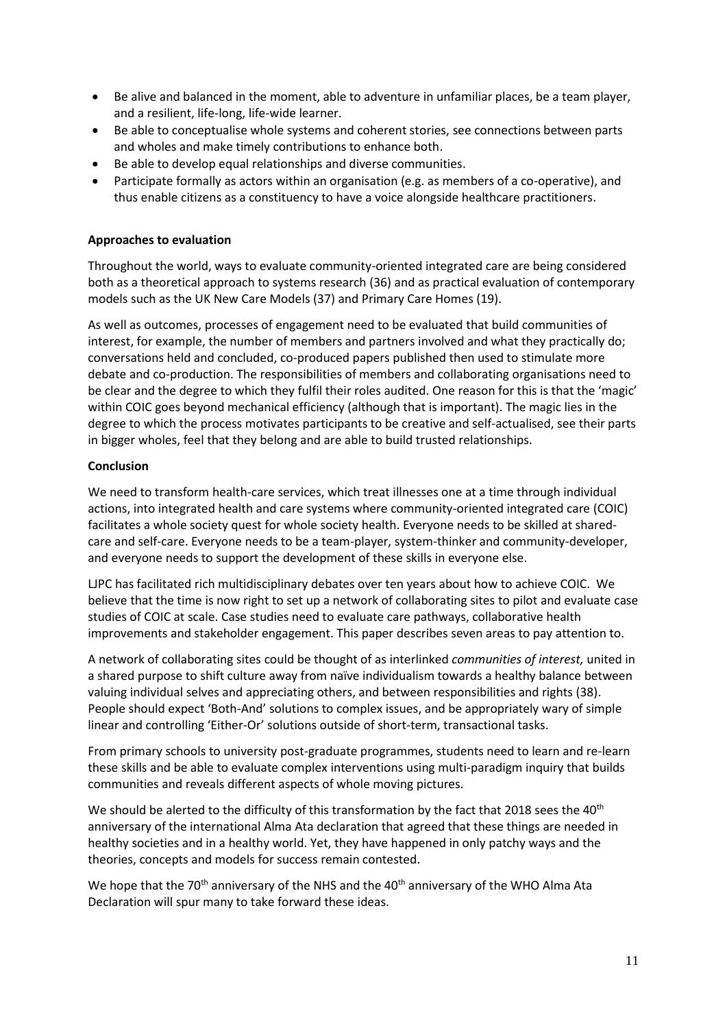- Be alive and balanced in the moment, able to adventure in unfamiliar places, be a team player, and a resilient, life-long, life-wide learner.
- Be able to conceptualise whole systems and coherent stories, see connections between parts and wholes and make timely contributions to enhance both.
- Be able to develop equal relationships and diverse communities.
- Participate formally as actors within an organisation (e.g. as members of a co-operative), and thus enable citizens as a constituency to have a voice alongside healthcare practitioners.

**Approaches to evaluation**

Throughout the world, ways to evaluate community-oriented integrated care are being considered both as a theoretical approach to systems research (36) and as practical evaluation of contemporary models such as the UK New Care Models (37) and Primary Care Homes (19).

As well as outcomes, processes of engagement need to be evaluated that build communities of interest, for example, the number of members and partners involved and what they practically do; conversations held and concluded, co-produced papers published then used to stimulate more debate and co-production. The responsibilities of members and collaborating organisations need to be clear and the degree to which they fulfil their roles audited. One reason for this is that the 'magic' within COIC goes beyond mechanical efficiency (although that is important). The magic lies in the degree to which the process motivates participants to be creative and self-actualised, see their parts in bigger wholes, feel that they belong and are able to build trusted relationships.

**Conclusion**

We need to transform health-care services, which treat illnesses one at a time through individual actions, into integrated health and care systems where community-oriented integrated care (COIC) facilitates a whole society quest for whole society health. Everyone needs to be skilled at shared-care and self-care. Everyone needs to be a team-player, system-thinker and community-developer, and everyone needs to support the development of these skills in everyone else.

LJPC has facilitated rich multidisciplinary debates over ten years about how to achieve COIC. We believe that the time is now right to set up a network of collaborating sites to pilot and evaluate case studies of COIC at scale. Case studies need to evaluate care pathways, collaborative health improvements and stakeholder engagement. This paper describes seven areas to pay attention to.

A network of collaborating sites could be thought of as interlinked *communities of interest,* united in a shared purpose to shift culture away from naïve individualism towards a healthy balance between valuing individual selves and appreciating others, and between responsibilities and rights (38). People should expect 'Both-And' solutions to complex issues, and be appropriately wary of simple linear and controlling 'Either-Or' solutions outside of short-term, transactional tasks.

From primary schools to university post-graduate programmes, students need to learn and re-learn these skills and be able to evaluate complex interventions using multi-paradigm inquiry that builds communities and reveals different aspects of whole moving pictures.

We should be alerted to the difficulty of this transformation by the fact that 2018 sees the 40th anniversary of the international Alma Ata declaration that agreed that these things are needed in healthy societies and in a healthy world. Yet, they have happened in only patchy ways and the theories, concepts and models for success remain contested.

We hope that the 70th anniversary of the NHS and the 40th anniversary of the WHO Alma Ata Declaration will spur many to take forward these ideas.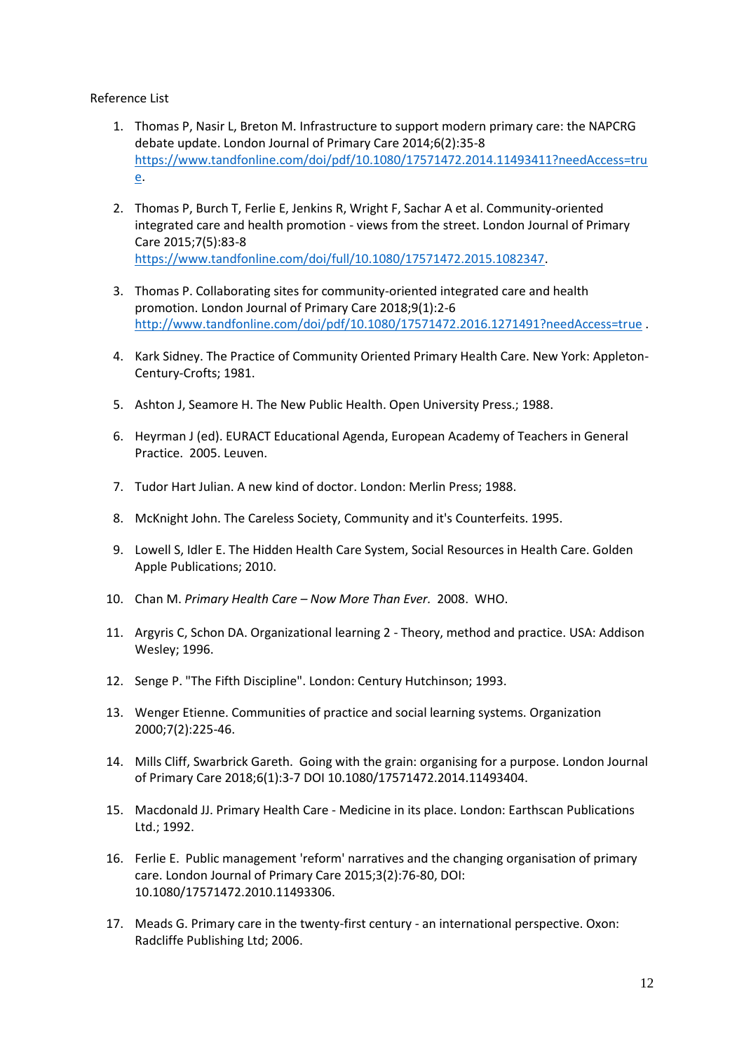Reference List

1. Thomas P, Nasir L, Breton M. Infrastructure to support modern primary care: the NAPCRG debate update. London Journal of Primary Care 2014;6(2):35-8 https://www.tandfonline.com/doi/pdf/10.1080/17571472.2014.11493411?needAccess=true.

2. Thomas P, Burch T, Ferlie E, Jenkins R, Wright F, Sachar A et al. Community-oriented integrated care and health promotion - views from the street. London Journal of Primary Care 2015;7(5):83-8 https://www.tandfonline.com/doi/full/10.1080/17571472.2015.1082347.

3. Thomas P. Collaborating sites for community-oriented integrated care and health promotion. London Journal of Primary Care 2018;9(1):2-6 http://www.tandfonline.com/doi/pdf/10.1080/17571472.2016.1271491?needAccess=true .

4. Kark Sidney. The Practice of Community Oriented Primary Health Care. New York: Appleton-Century-Crofts; 1981.

5. Ashton J, Seamore H. The New Public Health. Open University Press.; 1988.

6. Heyrman J (ed). EURACT Educational Agenda, European Academy of Teachers in General Practice. 2005. Leuven.

7. Tudor Hart Julian. A new kind of doctor. London: Merlin Press; 1988.

8. McKnight John. The Careless Society, Community and it's Counterfeits. 1995.

9. Lowell S, Idler E. The Hidden Health Care System, Social Resources in Health Care. Golden Apple Publications; 2010.

10. Chan M. *Primary Health Care – Now More Than Ever.* 2008. WHO.

11. Argyris C, Schon DA. Organizational learning 2 - Theory, method and practice. USA: Addison Wesley; 1996.

12. Senge P. "The Fifth Discipline". London: Century Hutchinson; 1993.

13. Wenger Etienne. Communities of practice and social learning systems. Organization 2000;7(2):225-46.

14. Mills Cliff, Swarbrick Gareth. Going with the grain: organising for a purpose. London Journal of Primary Care 2018;6(1):3-7 DOI 10.1080/17571472.2014.11493404.

15. Macdonald JJ. Primary Health Care - Medicine in its place. London: Earthscan Publications Ltd.; 1992.

16. Ferlie E. Public management 'reform' narratives and the changing organisation of primary care. London Journal of Primary Care 2015;3(2):76-80, DOI: 10.1080/17571472.2010.11493306.

17. Meads G. Primary care in the twenty-first century - an international perspective. Oxon: Radcliffe Publishing Ltd; 2006.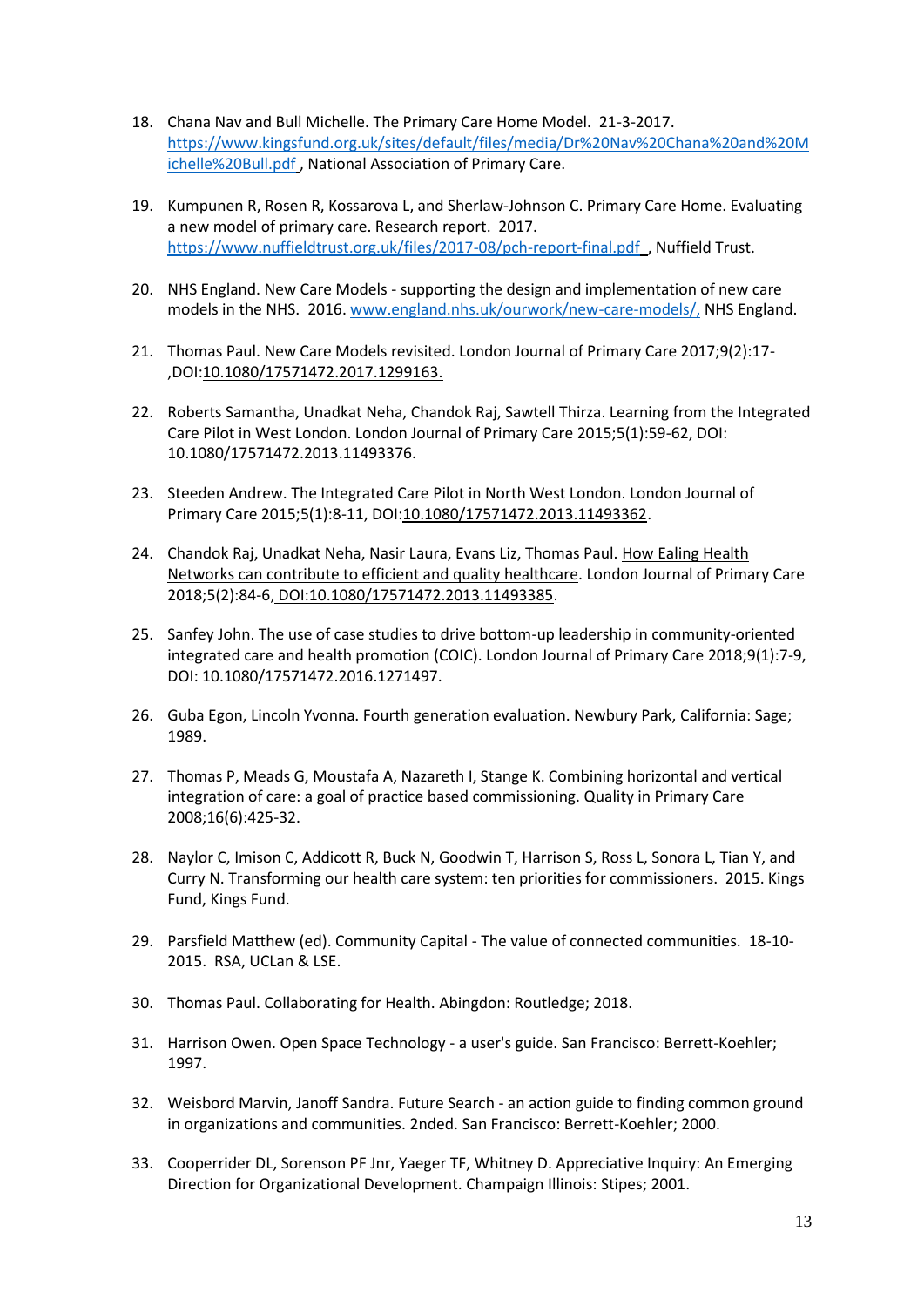18. Chana Nav and Bull Michelle. The Primary Care Home Model. 21-3-2017. https://www.kingsfund.org.uk/sites/default/files/media/Dr%20Nav%20Chana%20and%20Michelle%20Bull.pdf , National Association of Primary Care.

19. Kumpunen R, Rosen R, Kossarova L, and Sherlaw-Johnson C. Primary Care Home. Evaluating a new model of primary care. Research report. 2017. https://www.nuffieldtrust.org.uk/files/2017-08/pch-report-final.pdf , Nuffield Trust.

20. NHS England. New Care Models - supporting the design and implementation of new care models in the NHS. 2016. www.england.nhs.uk/ourwork/new-care-models/, NHS England.

21. Thomas Paul. New Care Models revisited. London Journal of Primary Care 2017;9(2):17- ,DOI:10.1080/17571472.2017.1299163.

22. Roberts Samantha, Unadkat Neha, Chandok Raj, Sawtell Thirza. Learning from the Integrated Care Pilot in West London. London Journal of Primary Care 2015;5(1):59-62, DOI: 10.1080/17571472.2013.11493376.

23. Steeden Andrew. The Integrated Care Pilot in North West London. London Journal of Primary Care 2015;5(1):8-11, DOI:10.1080/17571472.2013.11493362.

24. Chandok Raj, Unadkat Neha, Nasir Laura, Evans Liz, Thomas Paul. How Ealing Health Networks can contribute to efficient and quality healthcare. London Journal of Primary Care 2018;5(2):84-6, DOI:10.1080/17571472.2013.11493385.

25. Sanfey John. The use of case studies to drive bottom-up leadership in community-oriented integrated care and health promotion (COIC). London Journal of Primary Care 2018;9(1):7-9, DOI: 10.1080/17571472.2016.1271497.

26. Guba Egon, Lincoln Yvonna. Fourth generation evaluation. Newbury Park, California: Sage; 1989.

27. Thomas P, Meads G, Moustafa A, Nazareth I, Stange K. Combining horizontal and vertical integration of care: a goal of practice based commissioning. Quality in Primary Care 2008;16(6):425-32.

28. Naylor C, Imison C, Addicott R, Buck N, Goodwin T, Harrison S, Ross L, Sonora L, Tian Y, and Curry N. Transforming our health care system: ten priorities for commissioners. 2015. Kings Fund, Kings Fund.

29. Parsfield Matthew (ed). Community Capital - The value of connected communities. 18-10-2015. RSA, UCLan & LSE.

30. Thomas Paul. Collaborating for Health. Abingdon: Routledge; 2018.

31. Harrison Owen. Open Space Technology - a user's guide. San Francisco: Berrett-Koehler; 1997.

32. Weisbord Marvin, Janoff Sandra. Future Search - an action guide to finding common ground in organizations and communities. 2nded. San Francisco: Berrett-Koehler; 2000.

33. Cooperrider DL, Sorenson PF Jnr, Yaeger TF, Whitney D. Appreciative Inquiry: An Emerging Direction for Organizational Development. Champaign Illinois: Stipes; 2001.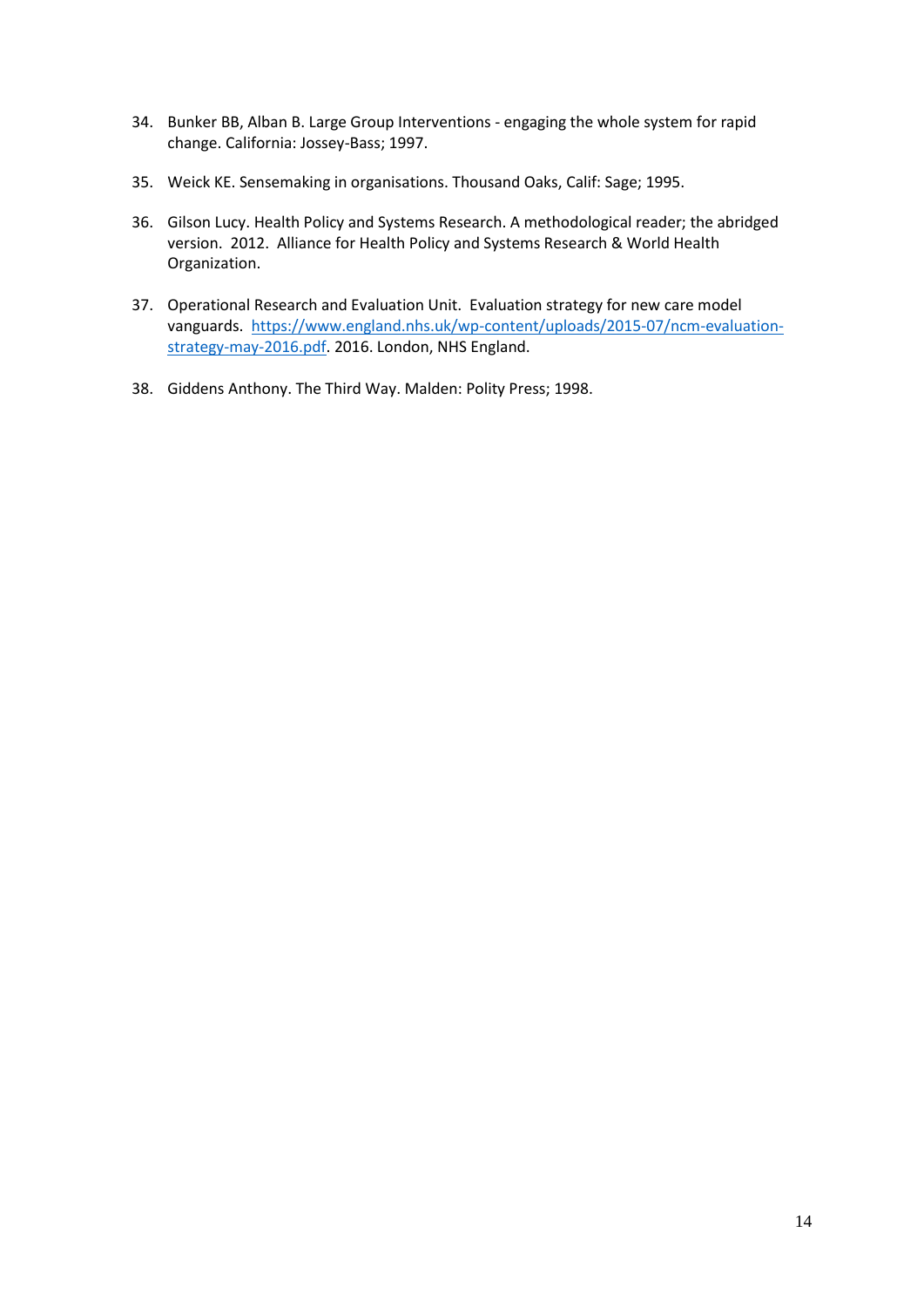34. Bunker BB, Alban B. Large Group Interventions - engaging the whole system for rapid change. California: Jossey-Bass; 1997.

35. Weick KE. Sensemaking in organisations. Thousand Oaks, Calif: Sage; 1995.

36. Gilson Lucy. Health Policy and Systems Research. A methodological reader; the abridged version. 2012. Alliance for Health Policy and Systems Research & World Health Organization.

37. Operational Research and Evaluation Unit. Evaluation strategy for new care model vanguards. https://www.england.nhs.uk/wp-content/uploads/2015-07/ncm-evaluation-strategy-may-2016.pdf. 2016. London, NHS England.

38. Giddens Anthony. The Third Way. Malden: Polity Press; 1998.